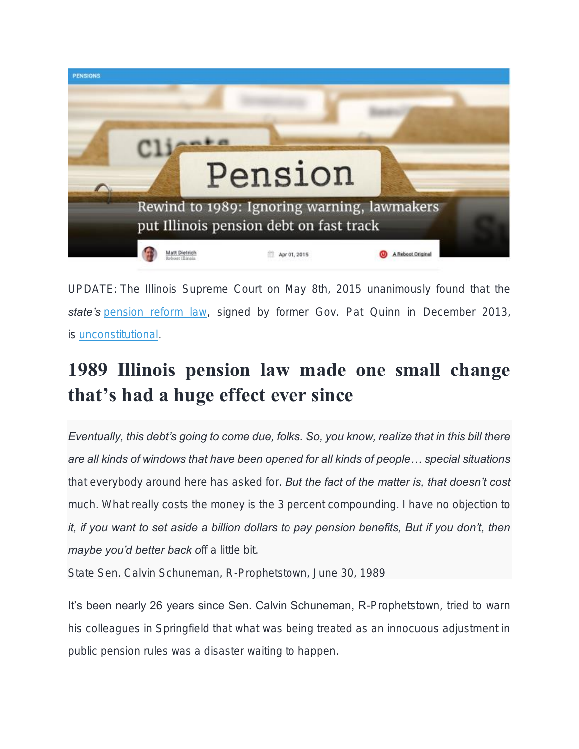PENSIONS

Rewind to 1989: Ignoring warning, lawmakers put Illinois pension debt on fast track

Matt Dietrich
Reboot Illinois

Apr 01, 2015

A Reboot Original

UPDATE: The Illinois Supreme Court on May 8th, 2015 unanimously found that the *state's* pension reform law, signed by former Gov. Pat Quinn in December 2013, is unconstitutional.

# 1989 Illinois pension law made one small change that's had a huge effect ever since

> *Eventually, this debt's going to come due, folks. So, you know, realize that in this bill there are all kinds of windows that have been opened for all kinds of people… special situations* that everybody around here has asked for. *But the fact of the matter is, that doesn't cost* much. What really costs the money is the 3 percent compounding. I have no objection to *it, if you want to set aside a billion dollars to pay pension benefits, But if you don't, then maybe you'd better back* off a little bit.
>
> State Sen. Calvin Schuneman, R-Prophetstown, June 30, 1989

It's been nearly 26 years since Sen. Calvin Schuneman, R-Prophetstown, tried to warn his colleagues in Springfield that what was being treated as an innocuous adjustment in public pension rules was a disaster waiting to happen.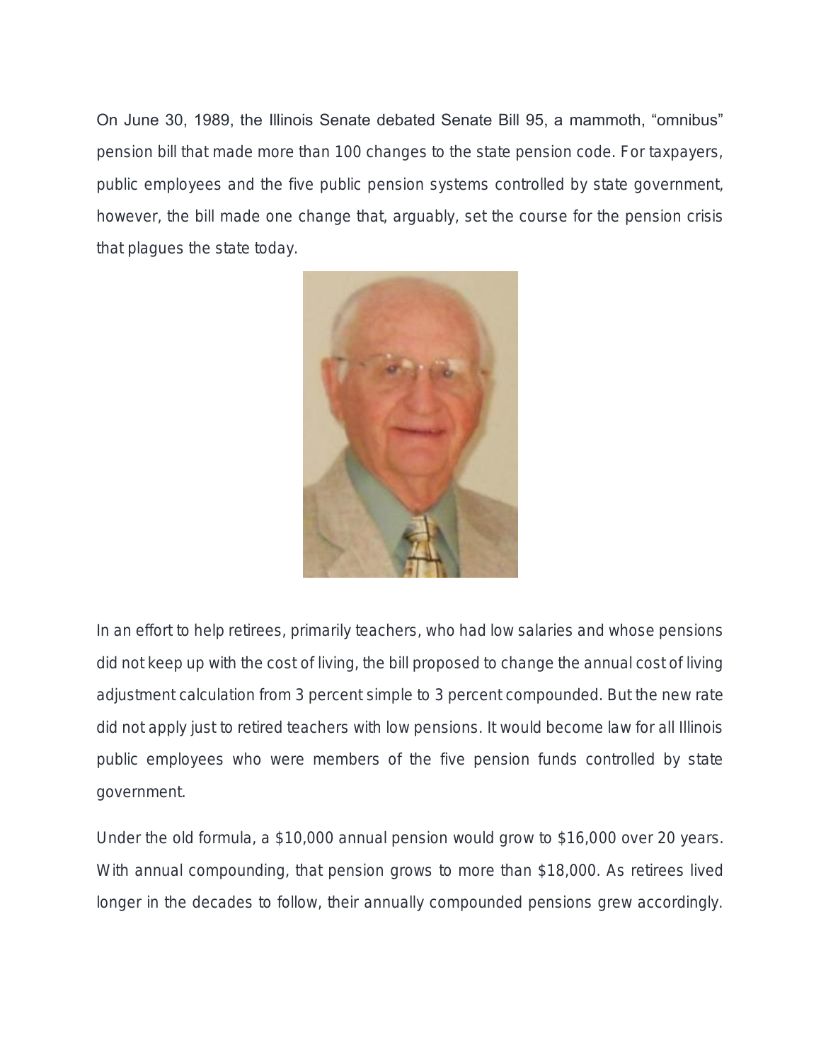On June 30, 1989, the Illinois Senate debated Senate Bill 95, a mammoth, "omnibus" pension bill that made more than 100 changes to the state pension code. For taxpayers, public employees and the five public pension systems controlled by state government, however, the bill made one change that, arguably, set the course for the pension crisis that plagues the state today.

In an effort to help retirees, primarily teachers, who had low salaries and whose pensions did not keep up with the cost of living, the bill proposed to change the annual cost of living adjustment calculation from 3 percent simple to 3 percent compounded. But the new rate did not apply just to retired teachers with low pensions. It would become law for all Illinois public employees who were members of the five pension funds controlled by state government.

Under the old formula, a $10,000 annual pension would grow to $16,000 over 20 years. With annual compounding, that pension grows to more than $18,000. As retirees lived longer in the decades to follow, their annually compounded pensions grew accordingly.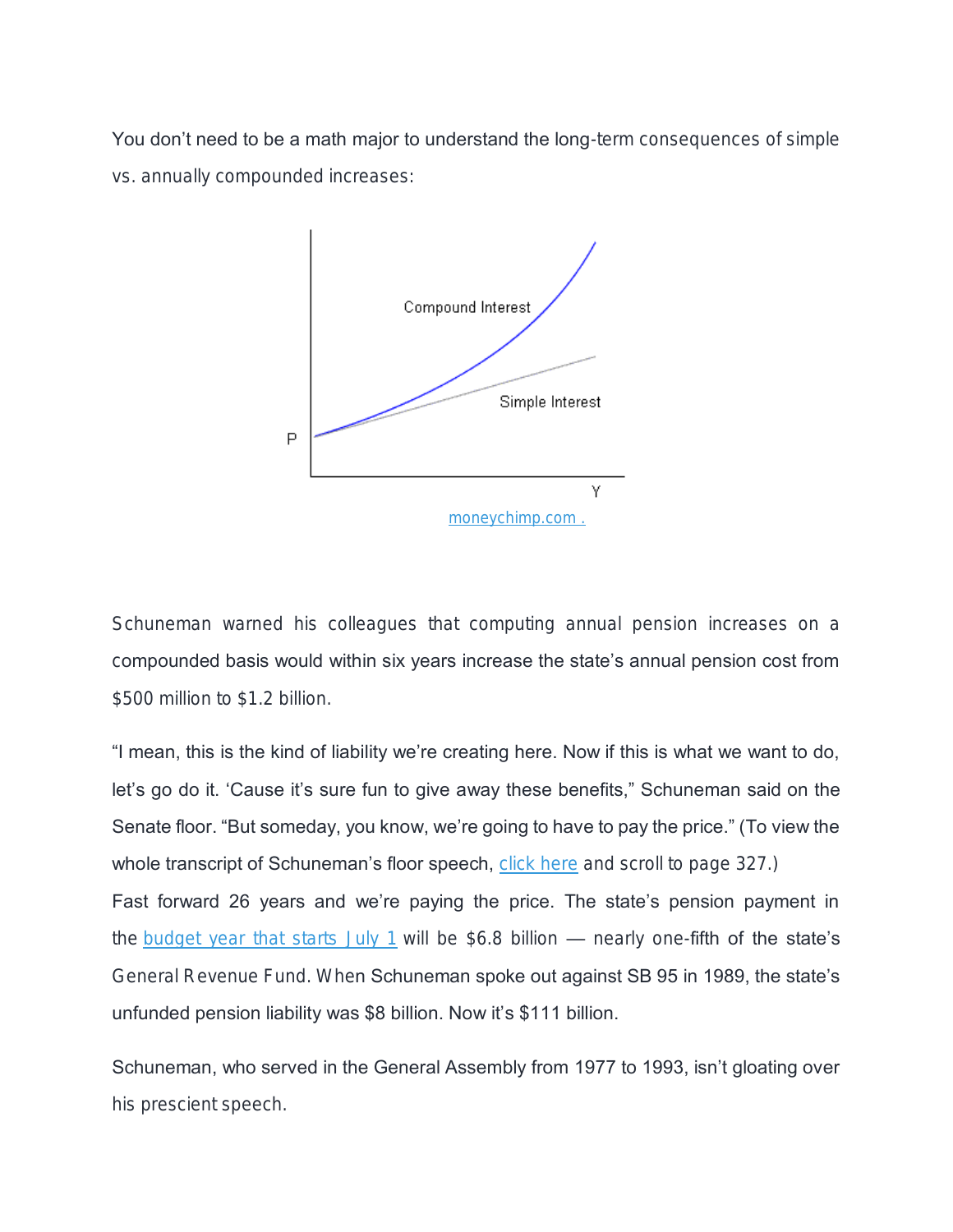You don't need to be a math major to understand the long-term consequences of simple vs. annually compounded increases:

moneychimp.com .

Schuneman warned his colleagues that computing annual pension increases on a compounded basis would within six years increase the state's annual pension cost from $500 million to $1.2 billion.

"I mean, this is the kind of liability we're creating here. Now if this is what we want to do, let's go do it. 'Cause it's sure fun to give away these benefits," Schuneman said on the Senate floor. "But someday, you know, we're going to have to pay the price." (To view the whole transcript of Schuneman's floor speech, click here and scroll to page 327.)

Fast forward 26 years and we're paying the price. The state's pension payment in the budget year that starts July 1 will be $6.8 billion — nearly one-fifth of the state's General Revenue Fund. When Schuneman spoke out against SB 95 in 1989, the state's unfunded pension liability was $8 billion. Now it's $111 billion.

Schuneman, who served in the General Assembly from 1977 to 1993, isn't gloating over his prescient speech.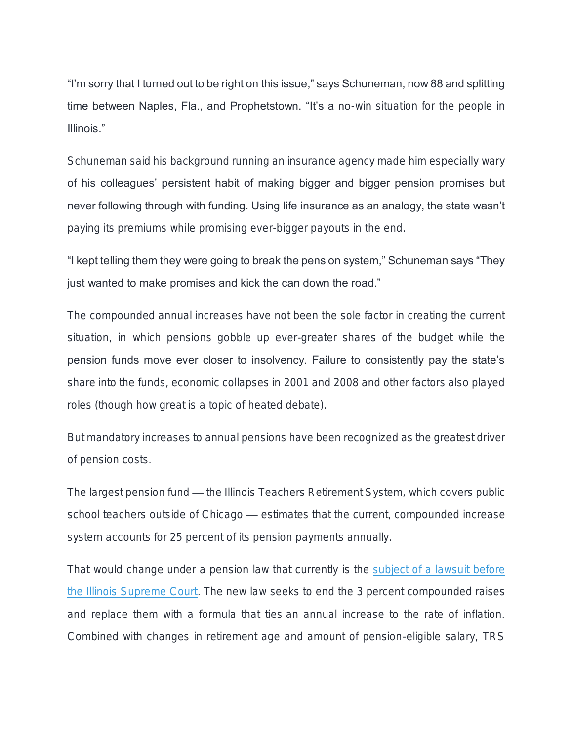"I'm sorry that I turned out to be right on this issue," says Schuneman, now 88 and splitting time between Naples, Fla., and Prophetstown. "It's a no-win situation for the people in Illinois."

Schuneman said his background running an insurance agency made him especially wary of his colleagues' persistent habit of making bigger and bigger pension promises but never following through with funding. Using life insurance as an analogy, the state wasn't paying its premiums while promising ever-bigger payouts in the end.

"I kept telling them they were going to break the pension system," Schuneman says "They just wanted to make promises and kick the can down the road."

The compounded annual increases have not been the sole factor in creating the current situation, in which pensions gobble up ever-greater shares of the budget while the pension funds move ever closer to insolvency. Failure to consistently pay the state's share into the funds, economic collapses in 2001 and 2008 and other factors also played roles (though how great is a topic of heated debate).

But mandatory increases to annual pensions have been recognized as the greatest driver of pension costs.

The largest pension fund — the Illinois Teachers Retirement System, which covers public school teachers outside of Chicago — estimates that the current, compounded increase system accounts for 25 percent of its pension payments annually.

That would change under a pension law that currently is the [subject of a lawsuit before the Illinois Supreme Court](). The new law seeks to end the 3 percent compounded raises and replace them with a formula that ties an annual increase to the rate of inflation. Combined with changes in retirement age and amount of pension-eligible salary, TRS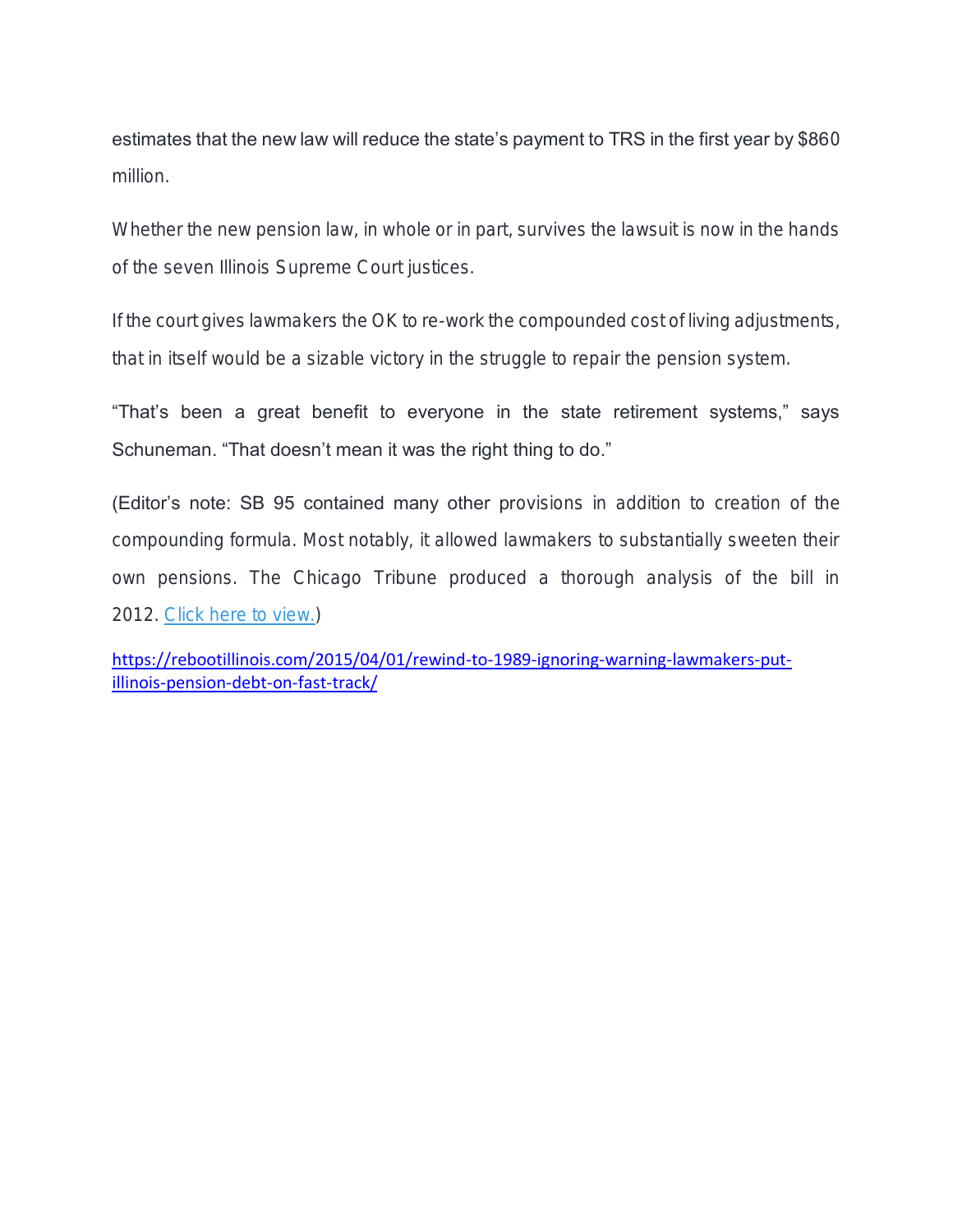estimates that the new law will reduce the state's payment to TRS in the first year by $860 million.

Whether the new pension law, in whole or in part, survives the lawsuit is now in the hands of the seven Illinois Supreme Court justices.

If the court gives lawmakers the OK to re-work the compounded cost of living adjustments, that in itself would be a sizable victory in the struggle to repair the pension system.

"That's been a great benefit to everyone in the state retirement systems," says Schuneman. "That doesn't mean it was the right thing to do."

(Editor's note: SB 95 contained many other provisions in addition to creation of the compounding formula. Most notably, it allowed lawmakers to substantially sweeten their own pensions. The Chicago Tribune produced a thorough analysis of the bill in 2012. [Click here to view.](#))

https://rebootillinois.com/2015/04/01/rewind-to-1989-ignoring-warning-lawmakers-put-illinois-pension-debt-on-fast-track/